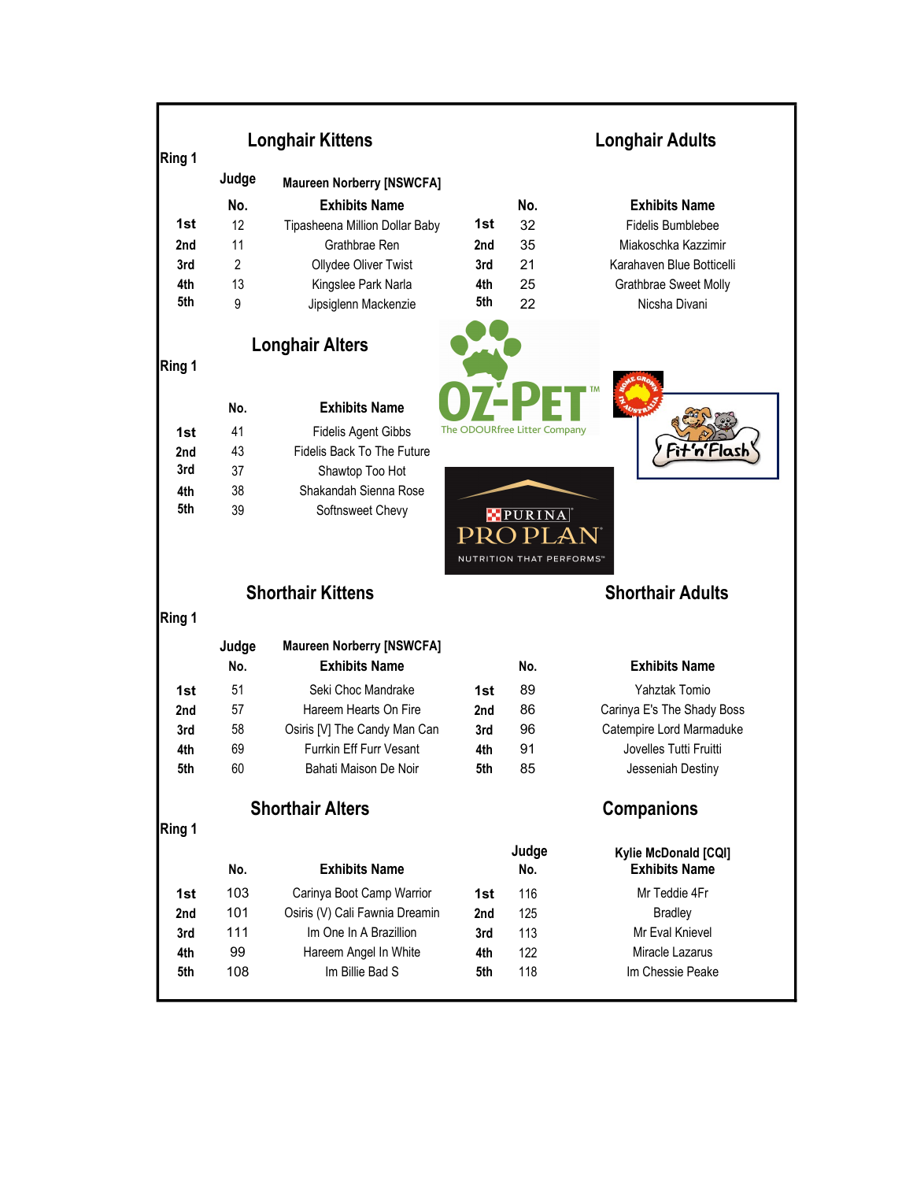## Ring 1

### Longhair Kittens

Judge: Maureen Norberry [NSWCFA]

| | No. | Exhibits Name |
|---|---|---|
| 1st | 12 | Tipasheena Million Dollar Baby |
| 2nd | 11 | Grathbrae Ren |
| 3rd | 2 | Ollydee Oliver Twist |
| 4th | 13 | Kingslee Park Narla |
| 5th | 9 | Jipsiglenn Mackenzie |

### Longhair Adults

| | No. | Exhibits Name |
|---|---|---|
| 1st | 32 | Fidelis Bumblebee |
| 2nd | 35 | Miakoschka Kazzimir |
| 3rd | 21 | Karahaven Blue Botticelli |
| 4th | 25 | Grathbrae Sweet Molly |
| 5th | 22 | Nicsha Divani |

## Ring 1

### Longhair Alters

| | No. | Exhibits Name |
|---|---|---|
| 1st | 41 | Fidelis Agent Gibbs |
| 2nd | 43 | Fidelis Back To The Future |
| 3rd | 37 | Shawtop Too Hot |
| 4th | 38 | Shakandah Sienna Rose |
| 5th | 39 | Softnsweet Chevy |

OZ-PET™ The ODOURfree Litter Company

Home Grown in Australia — Fit'n'Flash

PURINA PRO PLAN — NUTRITION THAT PERFORMS™

## Ring 1

### Shorthair Kittens

Judge: Maureen Norberry [NSWCFA]

| | No. | Exhibits Name |
|---|---|---|
| 1st | 51 | Seki Choc Mandrake |
| 2nd | 57 | Hareem Hearts On Fire |
| 3rd | 58 | Osiris [V] The Candy Man Can |
| 4th | 69 | Furrkin Eff Furr Vesant |
| 5th | 60 | Bahati Maison De Noir |

### Shorthair Adults

| | No. | Exhibits Name |
|---|---|---|
| 1st | 89 | Yahztak Tomio |
| 2nd | 86 | Carinya E's The Shady Boss |
| 3rd | 96 | Catempire Lord Marmaduke |
| 4th | 91 | Jovelles Tutti Fruitti |
| 5th | 85 | Jesseniah Destiny |

## Ring 1

### Shorthair Alters

| | No. | Exhibits Name |
|---|---|---|
| 1st | 103 | Carinya Boot Camp Warrior |
| 2nd | 101 | Osiris (V) Cali Fawnia Dreamin |
| 3rd | 111 | Im One In A Brazillion |
| 4th | 99 | Hareem Angel In White |
| 5th | 108 | Im Billie Bad S |

### Companions

Judge: Kylie McDonald [CQI]

| | No. | Exhibits Name |
|---|---|---|
| 1st | 116 | Mr Teddie 4Fr |
| 2nd | 125 | Bradley |
| 3rd | 113 | Mr Eval Knievel |
| 4th | 122 | Miracle Lazarus |
| 5th | 118 | Im Chessie Peake |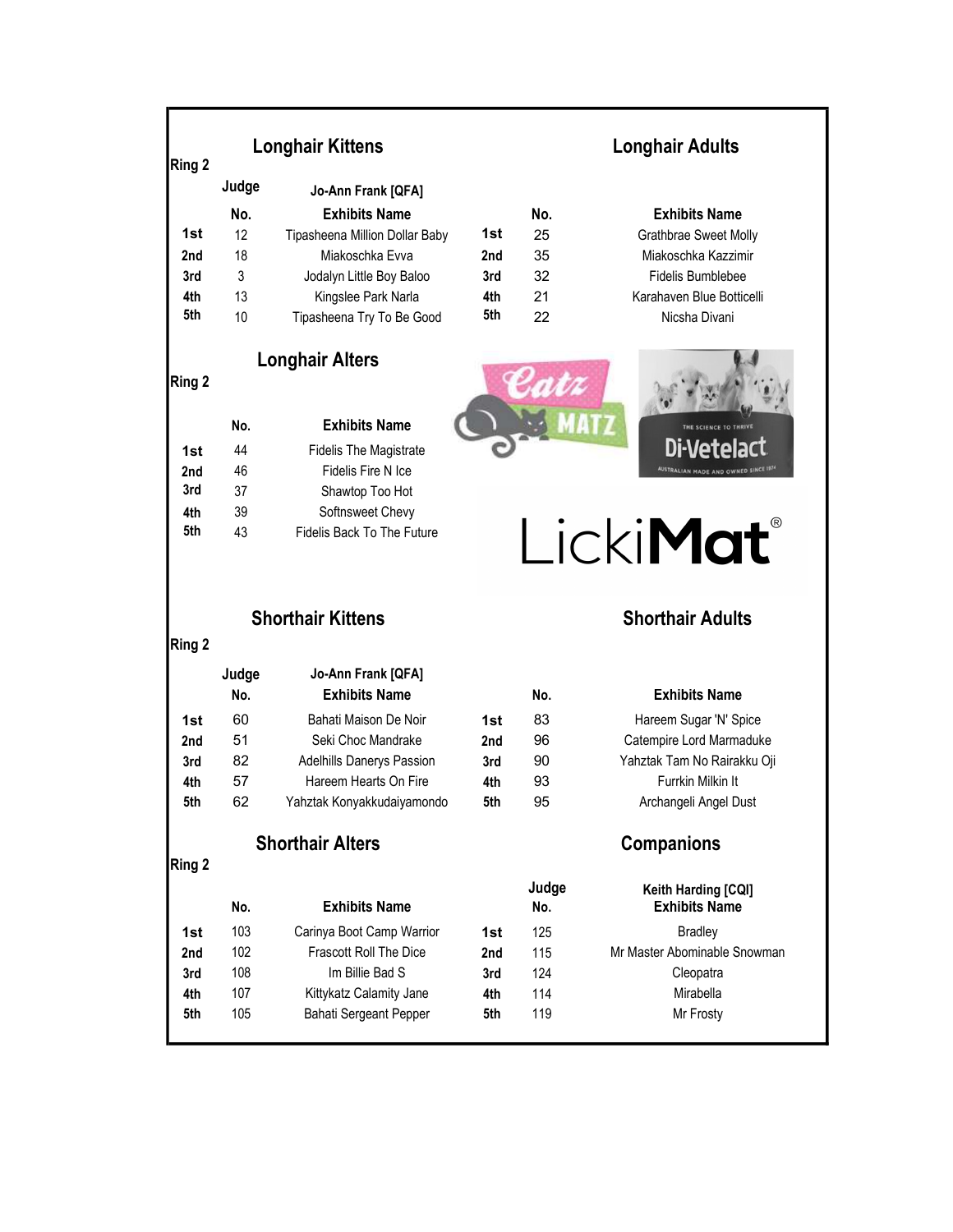## Longhair Kittens

Ring 2

Judge: Jo-Ann Frank [QFA]

| | No. | Exhibits Name |
|---|---|---|
| 1st | 12 | Tipasheena Million Dollar Baby |
| 2nd | 18 | Miakoschka Evva |
| 3rd | 3 | Jodalyn Little Boy Baloo |
| 4th | 13 | Kingslee Park Narla |
| 5th | 10 | Tipasheena Try To Be Good |

## Longhair Adults

| | No. | Exhibits Name |
|---|---|---|
| 1st | 25 | Grathbrae Sweet Molly |
| 2nd | 35 | Miakoschka Kazzimir |
| 3rd | 32 | Fidelis Bumblebee |
| 4th | 21 | Karahaven Blue Botticelli |
| 5th | 22 | Nicsha Divani |

## Longhair Alters

Ring 2

| | No. | Exhibits Name |
|---|---|---|
| 1st | 44 | Fidelis The Magistrate |
| 2nd | 46 | Fidelis Fire N Ice |
| 3rd | 37 | Shawtop Too Hot |
| 4th | 39 | Softnsweet Chevy |
| 5th | 43 | Fidelis Back To The Future |

## Shorthair Kittens

Ring 2

Judge: Jo-Ann Frank [QFA]

| | No. | Exhibits Name |
|---|---|---|
| 1st | 60 | Bahati Maison De Noir |
| 2nd | 51 | Seki Choc Mandrake |
| 3rd | 82 | Adelhills Danerys Passion |
| 4th | 57 | Hareem Hearts On Fire |
| 5th | 62 | Yahztak Konyakkudaiyamondo |

## Shorthair Adults

| | No. | Exhibits Name |
|---|---|---|
| 1st | 83 | Hareem Sugar 'N' Spice |
| 2nd | 96 | Catempire Lord Marmaduke |
| 3rd | 90 | Yahztak Tam No Rairakku Oji |
| 4th | 93 | Furrkin Milkin It |
| 5th | 95 | Archangeli Angel Dust |

## Shorthair Alters

Ring 2

| | No. | Exhibits Name |
|---|---|---|
| 1st | 103 | Carinya Boot Camp Warrior |
| 2nd | 102 | Frascott Roll The Dice |
| 3rd | 108 | Im Billie Bad S |
| 4th | 107 | Kittykatz Calamity Jane |
| 5th | 105 | Bahati Sergeant Pepper |

## Companions

Judge: Keith Harding [CQI]

| | No. | Exhibits Name |
|---|---|---|
| 1st | 125 | Bradley |
| 2nd | 115 | Mr Master Abominable Snowman |
| 3rd | 124 | Cleopatra |
| 4th | 114 | Mirabella |
| 5th | 119 | Mr Frosty |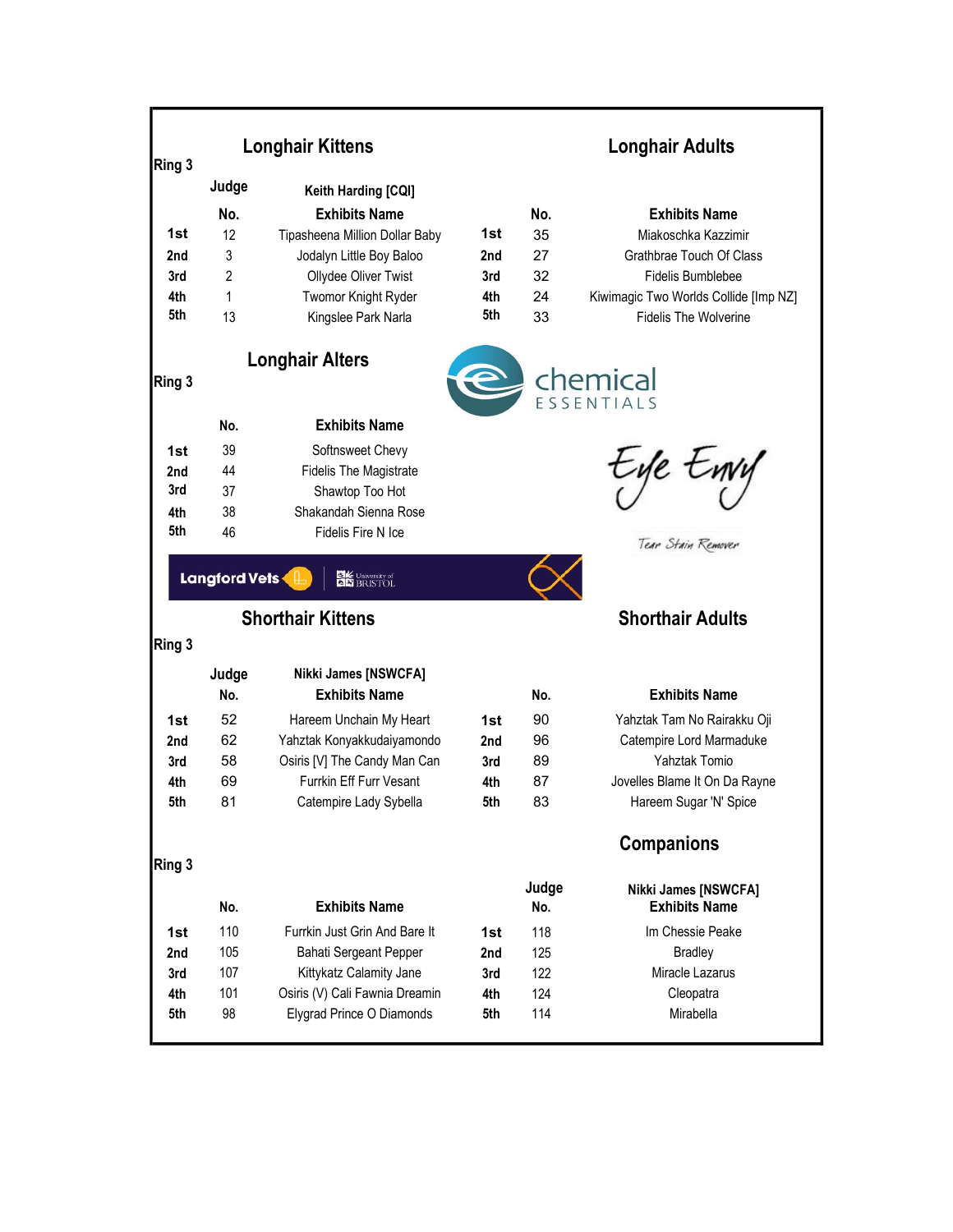Ring 3

## Longhair Kittens

Judge: Keith Harding [CQI]

| | No. | Exhibits Name |
|---|---|---|
| 1st | 12 | Tipasheena Million Dollar Baby |
| 2nd | 3 | Jodalyn Little Boy Baloo |
| 3rd | 2 | Ollydee Oliver Twist |
| 4th | 1 | Twomor Knight Ryder |
| 5th | 13 | Kingslee Park Narla |

## Longhair Adults

| | No. | Exhibits Name |
|---|---|---|
| 1st | 35 | Miakoschka Kazzimir |
| 2nd | 27 | Grathbrae Touch Of Class |
| 3rd | 32 | Fidelis Bumblebee |
| 4th | 24 | Kiwimagic Two Worlds Collide [Imp NZ] |
| 5th | 33 | Fidelis The Wolverine |

Ring 3

## Longhair Alters

| | No. | Exhibits Name |
|---|---|---|
| 1st | 39 | Softnsweet Chevy |
| 2nd | 44 | Fidelis The Magistrate |
| 3rd | 37 | Shawtop Too Hot |
| 4th | 38 | Shakandah Sienna Rose |
| 5th | 46 | Fidelis Fire N Ice |

chemical ESSENTIALS

Eye Envy — Tear Stain Remover

Langford Vets | University of Bristol

Ring 3

## Shorthair Kittens

Judge: Nikki James [NSWCFA]

| | No. | Exhibits Name |
|---|---|---|
| 1st | 52 | Hareem Unchain My Heart |
| 2nd | 62 | Yahztak Konyakkudaiyamondo |
| 3rd | 58 | Osiris [V] The Candy Man Can |
| 4th | 69 | Furrkin Eff Furr Vesant |
| 5th | 81 | Catempire Lady Sybella |

## Shorthair Adults

| | No. | Exhibits Name |
|---|---|---|
| 1st | 90 | Yahztak Tam No Rairakku Oji |
| 2nd | 96 | Catempire Lord Marmaduke |
| 3rd | 89 | Yahztak Tomio |
| 4th | 87 | Jovelles Blame It On Da Rayne |
| 5th | 83 | Hareem Sugar 'N' Spice |

Ring 3

| | No. | Exhibits Name |
|---|---|---|
| 1st | 110 | Furrkin Just Grin And Bare It |
| 2nd | 105 | Bahati Sergeant Pepper |
| 3rd | 107 | Kittykatz Calamity Jane |
| 4th | 101 | Osiris (V) Cali Fawnia Dreamin |
| 5th | 98 | Elygrad Prince O Diamonds |

## Companions

Judge: Nikki James [NSWCFA]

| | No. | Exhibits Name |
|---|---|---|
| 1st | 118 | Im Chessie Peake |
| 2nd | 125 | Bradley |
| 3rd | 122 | Miracle Lazarus |
| 4th | 124 | Cleopatra |
| 5th | 114 | Mirabella |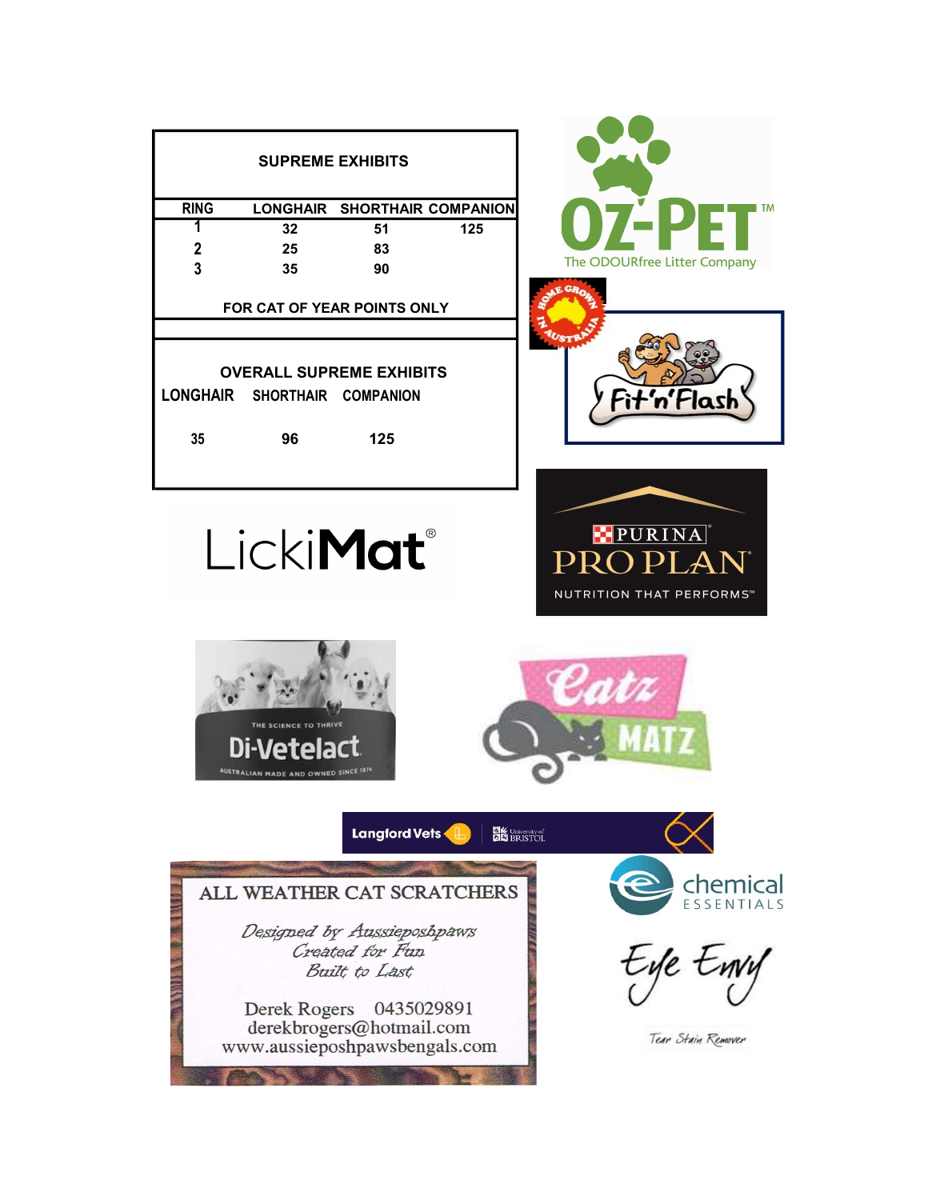## SUPREME EXHIBITS

| RING | LONGHAIR | SHORTHAIR | COMPANION |
|---|---|---|---|
| 1 | 32 | 51 | 125 |
| 2 | 25 | 83 | |
| 3 | 35 | 90 | |

FOR CAT OF YEAR POINTS ONLY

## OVERALL SUPREME EXHIBITS

| LONGHAIR | SHORTHAIR | COMPANION |
|---|---|---|
| 35 | 96 | 125 |

OZ-PET™
The ODOURfree Litter Company

HOME GROWN IN AUSTRALIA

Fit'n'Flash

LickiMat®

PURINA® PRO PLAN®
NUTRITION THAT PERFORMS™

THE SCIENCE TO THRIVE
Di-Vetelact
AUSTRALIAN MADE AND OWNED SINCE 1974

Catz MATZ

Langford Vets | University of BRISTOL

ALL WEATHER CAT SCRATCHERS

*Designed by Aussieposhpaws*
*Created for Fun*
*Built to Last*

Derek Rogers 0435029891
derekbrogers@hotmail.com
www.aussieposhpawsbengals.com

chemical ESSENTIALS

Eye Envy
Tear Stain Remover